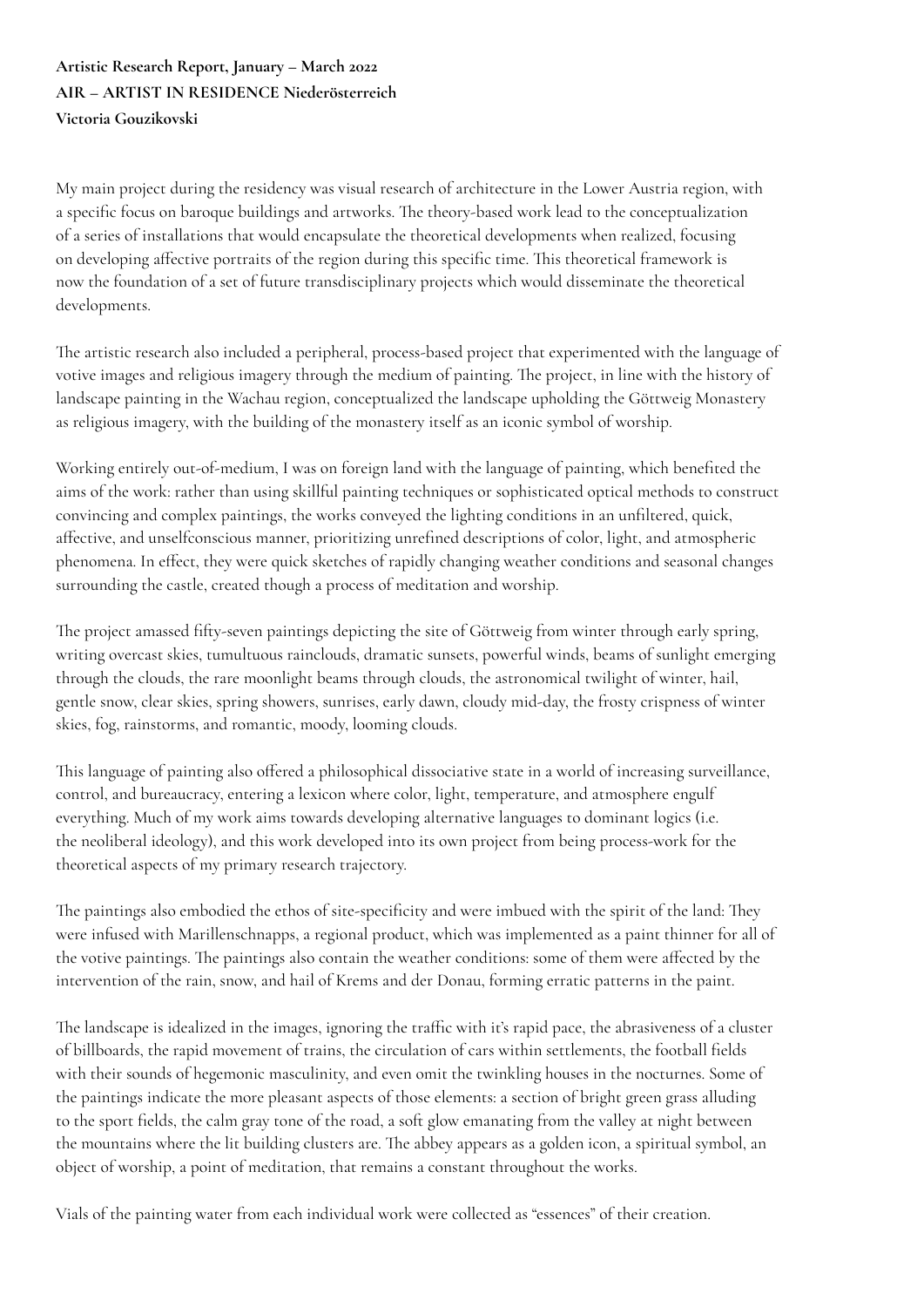**Artistic Research Report, January – March 2022**
**AIR – ARTIST IN RESIDENCE Niederösterreich**
**Victoria Gouzikovski**

My main project during the residency was visual research of architecture in the Lower Austria region, with a specific focus on baroque buildings and artworks. The theory-based work lead to the conceptualization of a series of installations that would encapsulate the theoretical developments when realized, focusing on developing affective portraits of the region during this specific time. This theoretical framework is now the foundation of a set of future transdisciplinary projects which would disseminate the theoretical developments.

The artistic research also included a peripheral, process-based project that experimented with the language of votive images and religious imagery through the medium of painting. The project, in line with the history of landscape painting in the Wachau region, conceptualized the landscape upholding the Göttweig Monastery as religious imagery, with the building of the monastery itself as an iconic symbol of worship.

Working entirely out-of-medium, I was on foreign land with the language of painting, which benefited the aims of the work: rather than using skillful painting techniques or sophisticated optical methods to construct convincing and complex paintings, the works conveyed the lighting conditions in an unfiltered, quick, affective, and unselfconscious manner, prioritizing unrefined descriptions of color, light, and atmospheric phenomena. In effect, they were quick sketches of rapidly changing weather conditions and seasonal changes surrounding the castle, created though a process of meditation and worship.

The project amassed fifty-seven paintings depicting the site of Göttweig from winter through early spring, writing overcast skies, tumultuous rainclouds, dramatic sunsets, powerful winds, beams of sunlight emerging through the clouds, the rare moonlight beams through clouds, the astronomical twilight of winter, hail, gentle snow, clear skies, spring showers, sunrises, early dawn, cloudy mid-day, the frosty crispness of winter skies, fog, rainstorms, and romantic, moody, looming clouds.

This language of painting also offered a philosophical dissociative state in a world of increasing surveillance, control, and bureaucracy, entering a lexicon where color, light, temperature, and atmosphere engulf everything. Much of my work aims towards developing alternative languages to dominant logics (i.e. the neoliberal ideology), and this work developed into its own project from being process-work for the theoretical aspects of my primary research trajectory.

The paintings also embodied the ethos of site-specificity and were imbued with the spirit of the land: They were infused with Marillenschnapps, a regional product, which was implemented as a paint thinner for all of the votive paintings. The paintings also contain the weather conditions: some of them were affected by the intervention of the rain, snow, and hail of Krems and der Donau, forming erratic patterns in the paint.

The landscape is idealized in the images, ignoring the traffic with it's rapid pace, the abrasiveness of a cluster of billboards, the rapid movement of trains, the circulation of cars within settlements, the football fields with their sounds of hegemonic masculinity, and even omit the twinkling houses in the nocturnes. Some of the paintings indicate the more pleasant aspects of those elements: a section of bright green grass alluding to the sport fields, the calm gray tone of the road, a soft glow emanating from the valley at night between the mountains where the lit building clusters are. The abbey appears as a golden icon, a spiritual symbol, an object of worship, a point of meditation, that remains a constant throughout the works.

Vials of the painting water from each individual work were collected as "essences" of their creation.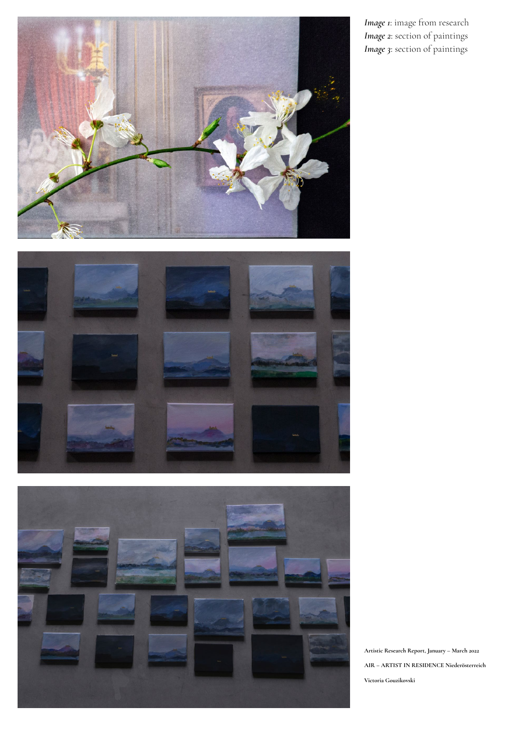*Image 1*: image from research
*Image 2*: section of paintings
*Image 3*: section of paintings

**Artistic Research Report, January – March 2022**

**AIR – ARTIST IN RESIDENCE Niederösterreich**

**Victoria Gouzikovski**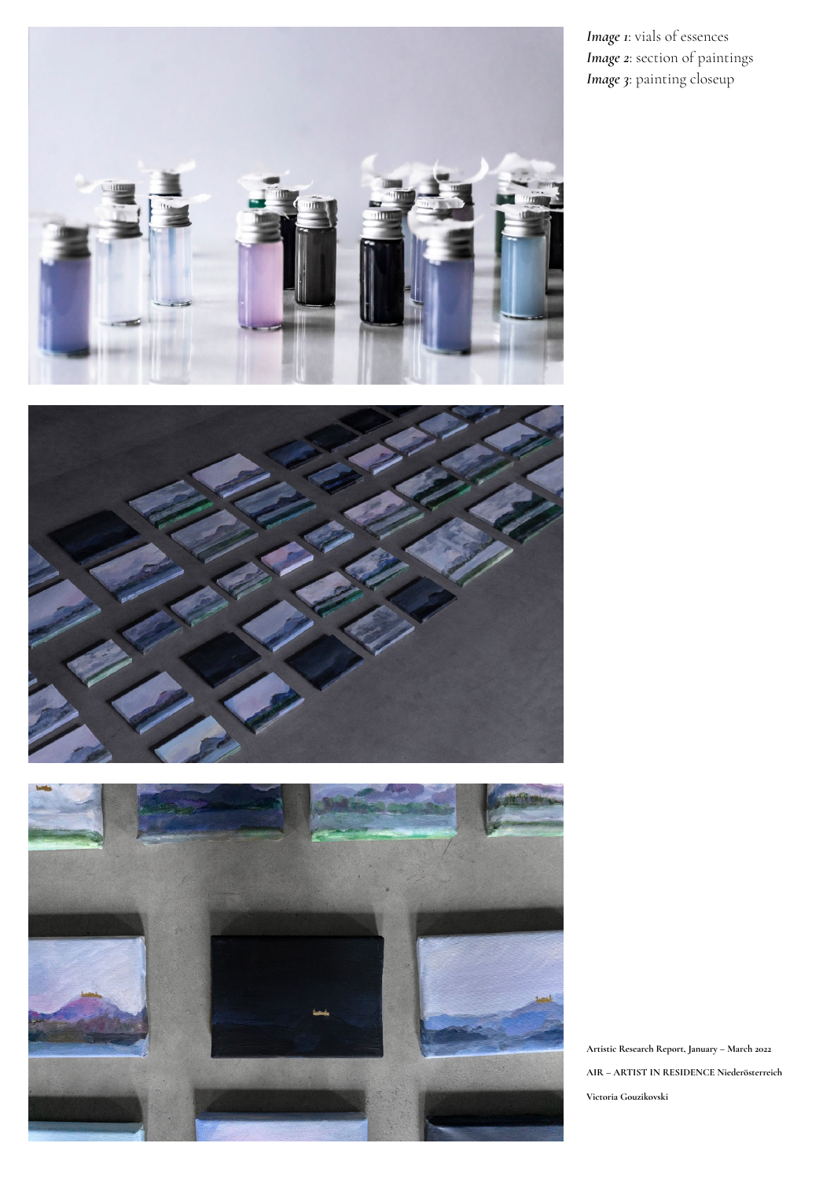*Image 1*: vials of essences
*Image 2*: section of paintings
*Image 3*: painting closeup

**Artistic Research Report, January – March 2022**

**AIR – ARTIST IN RESIDENCE Niederösterreich**

**Victoria Gouzikovski**